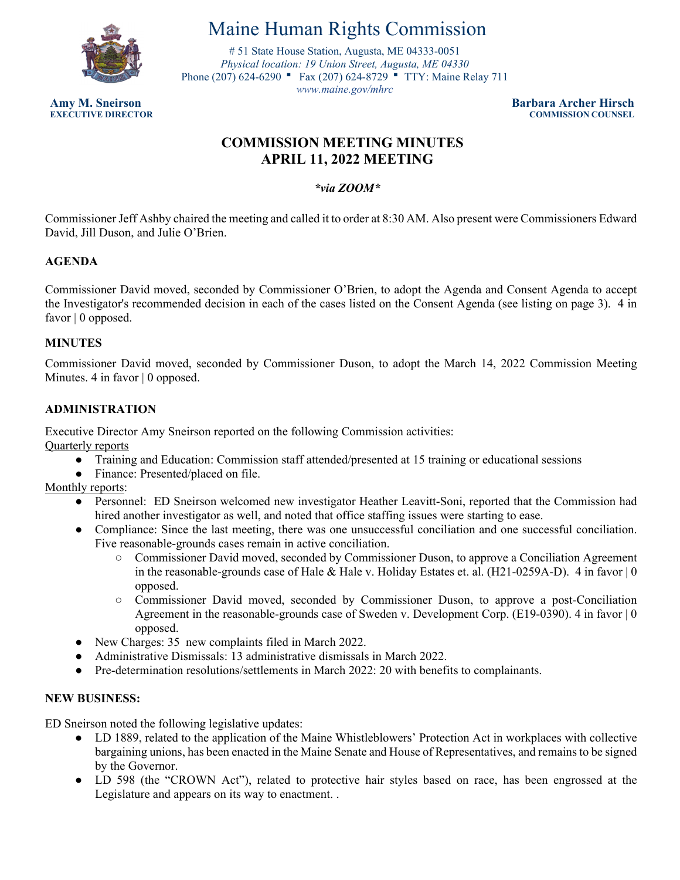# Maine Human Rights Commission

# 51 State House Station, Augusta, ME 04333-0051
*Physical location: 19 Union Street, Augusta, ME 04330*
Phone (207) 624-6290 ▪ Fax (207) 624-8729 ▪ TTY: Maine Relay 711
*www.maine.gov/mhrc*

**Amy M. Sneirson**
**EXECUTIVE DIRECTOR**

**Barbara Archer Hirsch**
**COMMISSION COUNSEL**

## COMMISSION MEETING MINUTES
## APRIL 11, 2022 MEETING

***via ZOOM***

Commissioner Jeff Ashby chaired the meeting and called it to order at 8:30 AM. Also present were Commissioners Edward David, Jill Duson, and Julie O'Brien.

### AGENDA

Commissioner David moved, seconded by Commissioner O'Brien, to adopt the Agenda and Consent Agenda to accept the Investigator's recommended decision in each of the cases listed on the Consent Agenda (see listing on page 3). 4 in favor | 0 opposed.

### MINUTES

Commissioner David moved, seconded by Commissioner Duson, to adopt the March 14, 2022 Commission Meeting Minutes. 4 in favor | 0 opposed.

### ADMINISTRATION

Executive Director Amy Sneirson reported on the following Commission activities:

<u>Quarterly reports</u>

- Training and Education: Commission staff attended/presented at 15 training or educational sessions
- Finance: Presented/placed on file.

<u>Monthly reports</u>:

- Personnel: ED Sneirson welcomed new investigator Heather Leavitt-Soni, reported that the Commission had hired another investigator as well, and noted that office staffing issues were starting to ease.
- Compliance: Since the last meeting, there was one unsuccessful conciliation and one successful conciliation. Five reasonable-grounds cases remain in active conciliation.
  - Commissioner David moved, seconded by Commissioner Duson, to approve a Conciliation Agreement in the reasonable-grounds case of Hale & Hale v. Holiday Estates et. al. (H21-0259A-D). 4 in favor | 0 opposed.
  - Commissioner David moved, seconded by Commissioner Duson, to approve a post-Conciliation Agreement in the reasonable-grounds case of Sweden v. Development Corp. (E19-0390). 4 in favor | 0 opposed.
- New Charges: 35 new complaints filed in March 2022.
- Administrative Dismissals: 13 administrative dismissals in March 2022.
- Pre-determination resolutions/settlements in March 2022: 20 with benefits to complainants.

### NEW BUSINESS:

ED Sneirson noted the following legislative updates:

- LD 1889, related to the application of the Maine Whistleblowers' Protection Act in workplaces with collective bargaining unions, has been enacted in the Maine Senate and House of Representatives, and remains to be signed by the Governor.
- LD 598 (the "CROWN Act"), related to protective hair styles based on race, has been engrossed at the Legislature and appears on its way to enactment. .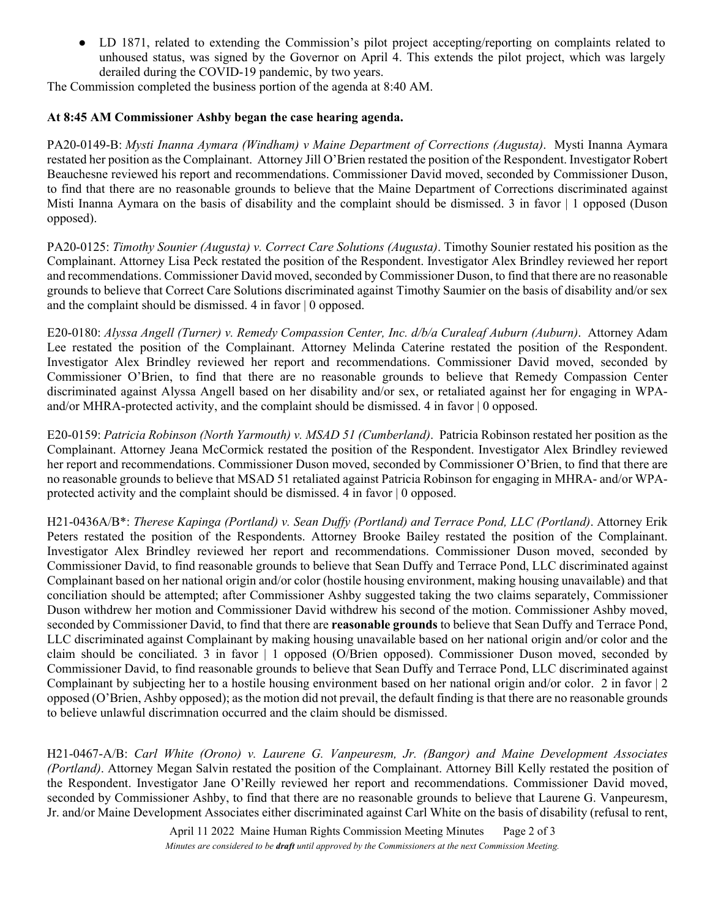- LD 1871, related to extending the Commission's pilot project accepting/reporting on complaints related to unhoused status, was signed by the Governor on April 4. This extends the pilot project, which was largely derailed during the COVID-19 pandemic, by two years.

The Commission completed the business portion of the agenda at 8:40 AM.

**At 8:45 AM Commissioner Ashby began the case hearing agenda.**

PA20-0149-B: *Mysti Inanna Aymara (Windham) v Maine Department of Corrections (Augusta)*. Mysti Inanna Aymara restated her position as the Complainant. Attorney Jill O'Brien restated the position of the Respondent. Investigator Robert Beauchesne reviewed his report and recommendations. Commissioner David moved, seconded by Commissioner Duson, to find that there are no reasonable grounds to believe that the Maine Department of Corrections discriminated against Misti Inanna Aymara on the basis of disability and the complaint should be dismissed. 3 in favor | 1 opposed (Duson opposed).

PA20-0125: *Timothy Sounier (Augusta) v. Correct Care Solutions (Augusta)*. Timothy Sounier restated his position as the Complainant. Attorney Lisa Peck restated the position of the Respondent. Investigator Alex Brindley reviewed her report and recommendations. Commissioner David moved, seconded by Commissioner Duson, to find that there are no reasonable grounds to believe that Correct Care Solutions discriminated against Timothy Saumier on the basis of disability and/or sex and the complaint should be dismissed. 4 in favor | 0 opposed.

E20-0180: *Alyssa Angell (Turner) v. Remedy Compassion Center, Inc. d/b/a Curaleaf Auburn (Auburn)*. Attorney Adam Lee restated the position of the Complainant. Attorney Melinda Caterine restated the position of the Respondent. Investigator Alex Brindley reviewed her report and recommendations. Commissioner David moved, seconded by Commissioner O'Brien, to find that there are no reasonable grounds to believe that Remedy Compassion Center discriminated against Alyssa Angell based on her disability and/or sex, or retaliated against her for engaging in WPA- and/or MHRA-protected activity, and the complaint should be dismissed. 4 in favor | 0 opposed.

E20-0159: *Patricia Robinson (North Yarmouth) v. MSAD 51 (Cumberland)*. Patricia Robinson restated her position as the Complainant. Attorney Jeana McCormick restated the position of the Respondent. Investigator Alex Brindley reviewed her report and recommendations. Commissioner Duson moved, seconded by Commissioner O'Brien, to find that there are no reasonable grounds to believe that MSAD 51 retaliated against Patricia Robinson for engaging in MHRA- and/or WPA-protected activity and the complaint should be dismissed. 4 in favor | 0 opposed.

H21-0436A/B*: *Therese Kapinga (Portland) v. Sean Duffy (Portland) and Terrace Pond, LLC (Portland)*. Attorney Erik Peters restated the position of the Respondents. Attorney Brooke Bailey restated the position of the Complainant. Investigator Alex Brindley reviewed her report and recommendations. Commissioner Duson moved, seconded by Commissioner David, to find reasonable grounds to believe that Sean Duffy and Terrace Pond, LLC discriminated against Complainant based on her national origin and/or color (hostile housing environment, making housing unavailable) and that conciliation should be attempted; after Commissioner Ashby suggested taking the two claims separately, Commissioner Duson withdrew her motion and Commissioner David withdrew his second of the motion. Commissioner Ashby moved, seconded by Commissioner David, to find that there are **reasonable grounds** to believe that Sean Duffy and Terrace Pond, LLC discriminated against Complainant by making housing unavailable based on her national origin and/or color and the claim should be conciliated. 3 in favor | 1 opposed (O/Brien opposed). Commissioner Duson moved, seconded by Commissioner David, to find reasonable grounds to believe that Sean Duffy and Terrace Pond, LLC discriminated against Complainant by subjecting her to a hostile housing environment based on her national origin and/or color. 2 in favor | 2 opposed (O'Brien, Ashby opposed); as the motion did not prevail, the default finding is that there are no reasonable grounds to believe unlawful discrimnation occurred and the claim should be dismissed.

H21-0467-A/B: *Carl White (Orono) v. Laurene G. Vanpeuresm, Jr. (Bangor) and Maine Development Associates (Portland)*. Attorney Megan Salvin restated the position of the Complainant. Attorney Bill Kelly restated the position of the Respondent. Investigator Jane O'Reilly reviewed her report and recommendations. Commissioner David moved, seconded by Commissioner Ashby, to find that there are no reasonable grounds to believe that Laurene G. Vanpeuresm, Jr. and/or Maine Development Associates either discriminated against Carl White on the basis of disability (refusal to rent,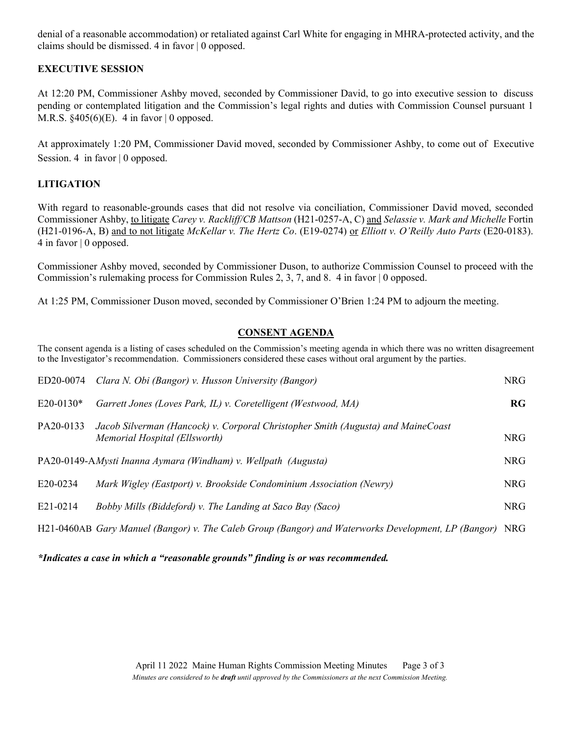denial of a reasonable accommodation) or retaliated against Carl White for engaging in MHRA-protected activity, and the claims should be dismissed. 4 in favor | 0 opposed.

**EXECUTIVE SESSION**

At 12:20 PM, Commissioner Ashby moved, seconded by Commissioner David, to go into executive session to discuss pending or contemplated litigation and the Commission's legal rights and duties with Commission Counsel pursuant 1 M.R.S. §405(6)(E). 4 in favor | 0 opposed.

At approximately 1:20 PM, Commissioner David moved, seconded by Commissioner Ashby, to come out of Executive Session. 4 in favor | 0 opposed.

**LITIGATION**

With regard to reasonable-grounds cases that did not resolve via conciliation, Commissioner David moved, seconded Commissioner Ashby, to litigate *Carey v. Rackliff/CB Mattson* (H21-0257-A, C) and *Selassie v. Mark and Michelle* Fortin (H21-0196-A, B) and to not litigate *McKellar v. The Hertz Co*. (E19-0274) or *Elliott v. O'Reilly Auto Parts* (E20-0183). 4 in favor | 0 opposed.

Commissioner Ashby moved, seconded by Commissioner Duson, to authorize Commission Counsel to proceed with the Commission's rulemaking process for Commission Rules 2, 3, 7, and 8. 4 in favor | 0 opposed.

At 1:25 PM, Commissioner Duson moved, seconded by Commissioner O'Brien 1:24 PM to adjourn the meeting.

## CONSENT AGENDA

The consent agenda is a listing of cases scheduled on the Commission's meeting agenda in which there was no written disagreement to the Investigator's recommendation. Commissioners considered these cases without oral argument by the parties.

| | | |
|---|---|---|
| ED20-0074 | *Clara N. Obi (Bangor) v. Husson University (Bangor)* | NRG |
| E20-0130* | *Garrett Jones (Loves Park, IL) v. Coretelligent (Westwood, MA)* | **RG** |
| PA20-0133 | *Jacob Silverman (Hancock) v. Corporal Christopher Smith (Augusta) and MaineCoast Memorial Hospital (Ellsworth)* | NRG |
| PA20-0149-A | *Mysti Inanna Aymara (Windham) v. Wellpath (Augusta)* | NRG |
| E20-0234 | *Mark Wigley (Eastport) v. Brookside Condominium Association (Newry)* | NRG |
| E21-0214 | *Bobby Mills (Biddeford) v. The Landing at Saco Bay (Saco)* | NRG |
| H21-0460AB | *Gary Manuel (Bangor) v. The Caleb Group (Bangor) and Waterworks Development, LP (Bangor)* | NRG |

***\*Indicates a case in which a "reasonable grounds" finding is or was recommended.***

*Minutes are considered to be **draft** until approved by the Commissioners at the next Commission Meeting.*